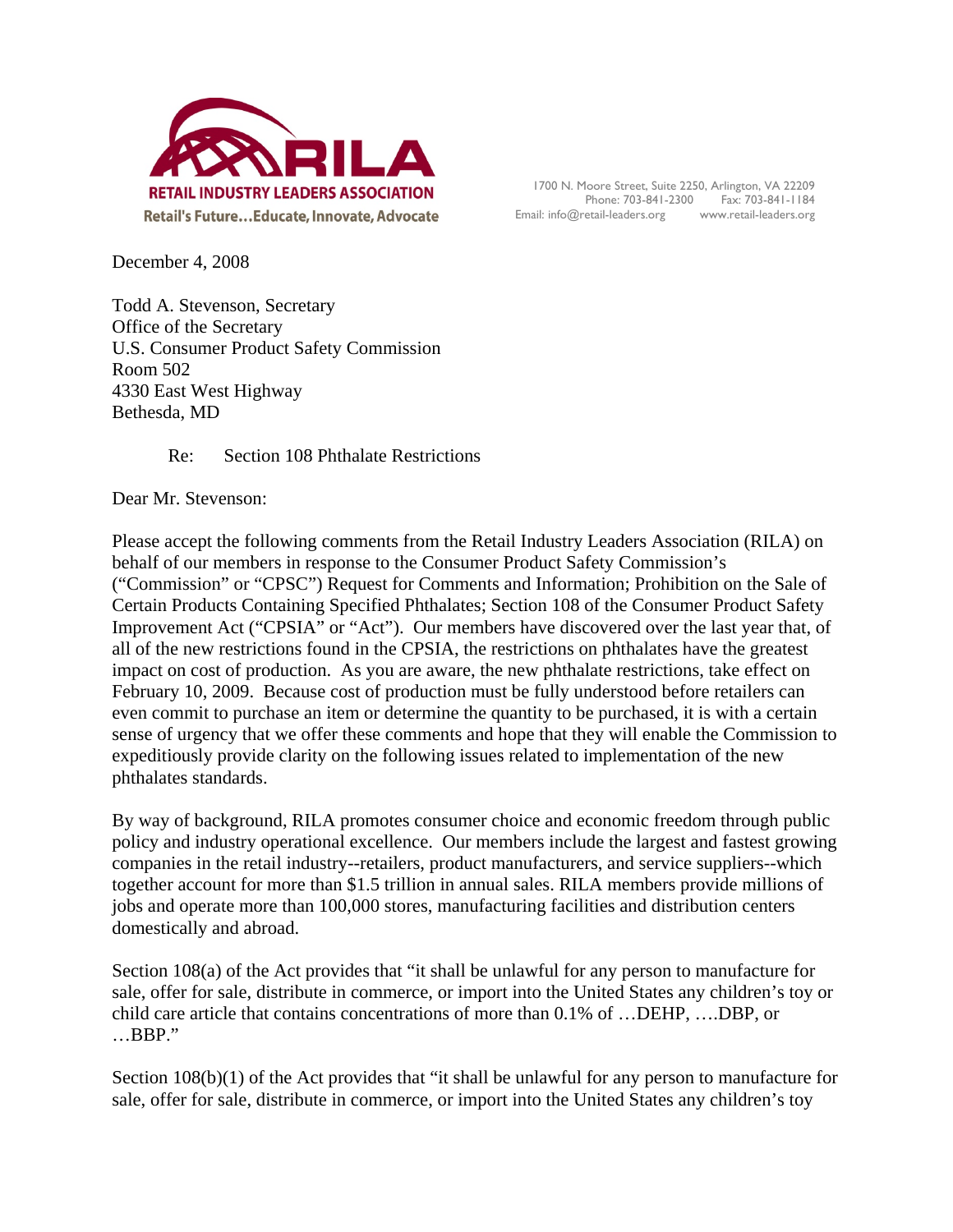**RILA**
**RETAIL INDUSTRY LEADERS ASSOCIATION**
**Retail's Future…Educate, Innovate, Advocate**

1700 N. Moore Street, Suite 2250, Arlington, VA 22209
Phone: 703-841-2300 Fax: 703-841-1184
Email: info@retail-leaders.org www.retail-leaders.org

December 4, 2008

Todd A. Stevenson, Secretary
Office of the Secretary
U.S. Consumer Product Safety Commission
Room 502
4330 East West Highway
Bethesda, MD

Re: Section 108 Phthalate Restrictions

Dear Mr. Stevenson:

Please accept the following comments from the Retail Industry Leaders Association (RILA) on behalf of our members in response to the Consumer Product Safety Commission's ("Commission" or "CPSC") Request for Comments and Information; Prohibition on the Sale of Certain Products Containing Specified Phthalates; Section 108 of the Consumer Product Safety Improvement Act ("CPSIA" or "Act"). Our members have discovered over the last year that, of all of the new restrictions found in the CPSIA, the restrictions on phthalates have the greatest impact on cost of production. As you are aware, the new phthalate restrictions, take effect on February 10, 2009. Because cost of production must be fully understood before retailers can even commit to purchase an item or determine the quantity to be purchased, it is with a certain sense of urgency that we offer these comments and hope that they will enable the Commission to expeditiously provide clarity on the following issues related to implementation of the new phthalates standards.

By way of background, RILA promotes consumer choice and economic freedom through public policy and industry operational excellence. Our members include the largest and fastest growing companies in the retail industry--retailers, product manufacturers, and service suppliers--which together account for more than $1.5 trillion in annual sales. RILA members provide millions of jobs and operate more than 100,000 stores, manufacturing facilities and distribution centers domestically and abroad.

Section 108(a) of the Act provides that "it shall be unlawful for any person to manufacture for sale, offer for sale, distribute in commerce, or import into the United States any children's toy or child care article that contains concentrations of more than 0.1% of …DEHP, ….DBP, or …BBP."

Section 108(b)(1) of the Act provides that "it shall be unlawful for any person to manufacture for sale, offer for sale, distribute in commerce, or import into the United States any children's toy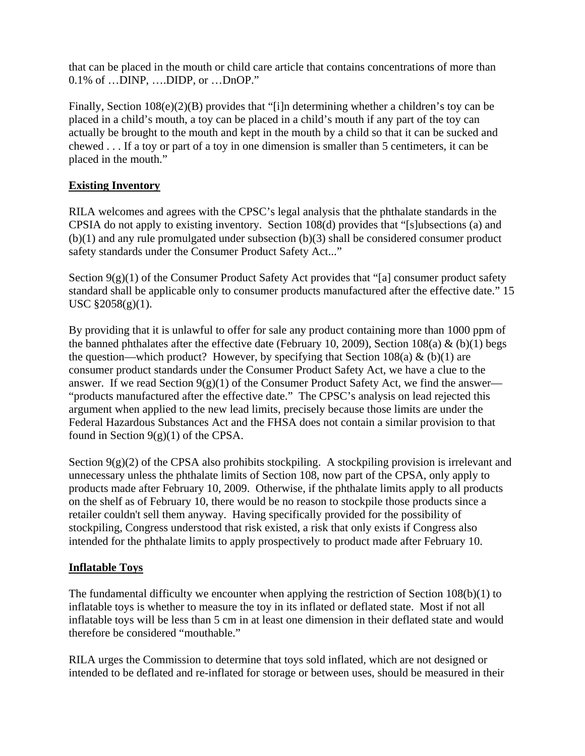that can be placed in the mouth or child care article that contains concentrations of more than 0.1% of …DINP, ….DIDP, or …DnOP."

Finally, Section 108(e)(2)(B) provides that "[i]n determining whether a children's toy can be placed in a child's mouth, a toy can be placed in a child's mouth if any part of the toy can actually be brought to the mouth and kept in the mouth by a child so that it can be sucked and chewed . . . If a toy or part of a toy in one dimension is smaller than 5 centimeters, it can be placed in the mouth."

**Existing Inventory**

RILA welcomes and agrees with the CPSC's legal analysis that the phthalate standards in the CPSIA do not apply to existing inventory. Section 108(d) provides that "[s]ubsections (a) and (b)(1) and any rule promulgated under subsection (b)(3) shall be considered consumer product safety standards under the Consumer Product Safety Act..."

Section 9(g)(1) of the Consumer Product Safety Act provides that "[a] consumer product safety standard shall be applicable only to consumer products manufactured after the effective date." 15 USC §2058(g)(1).

By providing that it is unlawful to offer for sale any product containing more than 1000 ppm of the banned phthalates after the effective date (February 10, 2009), Section 108(a) & (b)(1) begs the question—which product? However, by specifying that Section 108(a) & (b)(1) are consumer product standards under the Consumer Product Safety Act, we have a clue to the answer. If we read Section 9(g)(1) of the Consumer Product Safety Act, we find the answer—"products manufactured after the effective date." The CPSC's analysis on lead rejected this argument when applied to the new lead limits, precisely because those limits are under the Federal Hazardous Substances Act and the FHSA does not contain a similar provision to that found in Section 9(g)(1) of the CPSA.

Section 9(g)(2) of the CPSA also prohibits stockpiling. A stockpiling provision is irrelevant and unnecessary unless the phthalate limits of Section 108, now part of the CPSA, only apply to products made after February 10, 2009. Otherwise, if the phthalate limits apply to all products on the shelf as of February 10, there would be no reason to stockpile those products since a retailer couldn't sell them anyway. Having specifically provided for the possibility of stockpiling, Congress understood that risk existed, a risk that only exists if Congress also intended for the phthalate limits to apply prospectively to product made after February 10.

**Inflatable Toys**

The fundamental difficulty we encounter when applying the restriction of Section 108(b)(1) to inflatable toys is whether to measure the toy in its inflated or deflated state. Most if not all inflatable toys will be less than 5 cm in at least one dimension in their deflated state and would therefore be considered "mouthable."

RILA urges the Commission to determine that toys sold inflated, which are not designed or intended to be deflated and re-inflated for storage or between uses, should be measured in their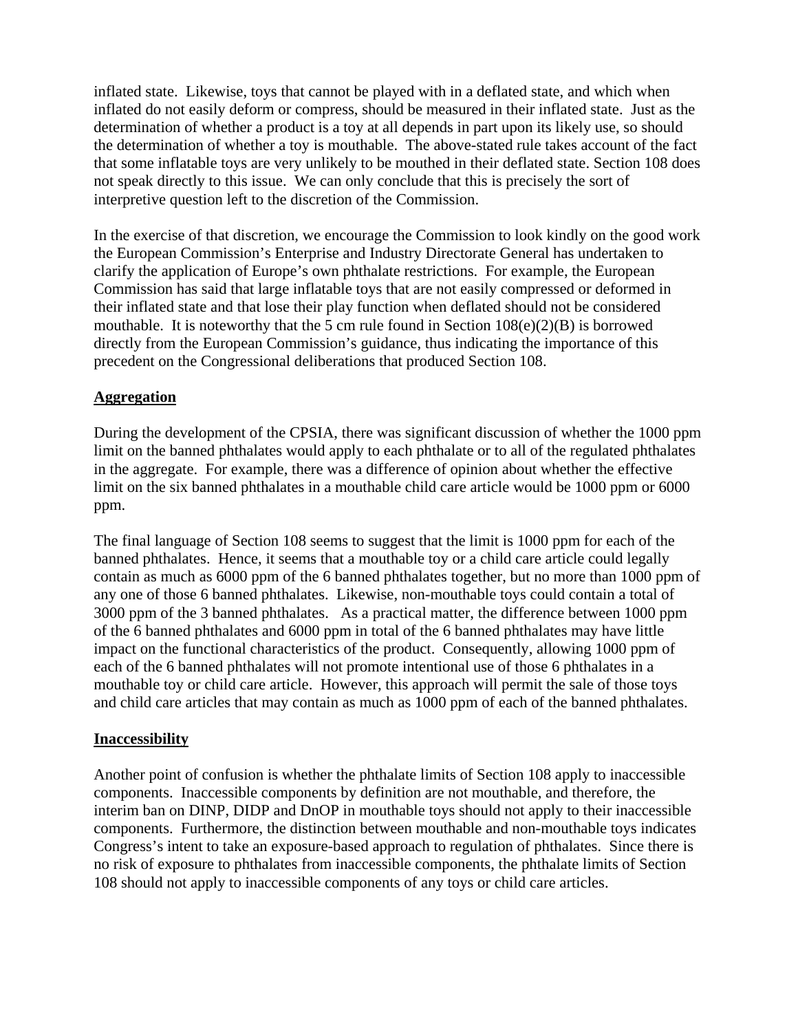inflated state. Likewise, toys that cannot be played with in a deflated state, and which when inflated do not easily deform or compress, should be measured in their inflated state. Just as the determination of whether a product is a toy at all depends in part upon its likely use, so should the determination of whether a toy is mouthable. The above-stated rule takes account of the fact that some inflatable toys are very unlikely to be mouthed in their deflated state. Section 108 does not speak directly to this issue. We can only conclude that this is precisely the sort of interpretive question left to the discretion of the Commission.

In the exercise of that discretion, we encourage the Commission to look kindly on the good work the European Commission's Enterprise and Industry Directorate General has undertaken to clarify the application of Europe's own phthalate restrictions. For example, the European Commission has said that large inflatable toys that are not easily compressed or deformed in their inflated state and that lose their play function when deflated should not be considered mouthable. It is noteworthy that the 5 cm rule found in Section 108(e)(2)(B) is borrowed directly from the European Commission's guidance, thus indicating the importance of this precedent on the Congressional deliberations that produced Section 108.

**Aggregation**

During the development of the CPSIA, there was significant discussion of whether the 1000 ppm limit on the banned phthalates would apply to each phthalate or to all of the regulated phthalates in the aggregate. For example, there was a difference of opinion about whether the effective limit on the six banned phthalates in a mouthable child care article would be 1000 ppm or 6000 ppm.

The final language of Section 108 seems to suggest that the limit is 1000 ppm for each of the banned phthalates. Hence, it seems that a mouthable toy or a child care article could legally contain as much as 6000 ppm of the 6 banned phthalates together, but no more than 1000 ppm of any one of those 6 banned phthalates. Likewise, non-mouthable toys could contain a total of 3000 ppm of the 3 banned phthalates. As a practical matter, the difference between 1000 ppm of the 6 banned phthalates and 6000 ppm in total of the 6 banned phthalates may have little impact on the functional characteristics of the product. Consequently, allowing 1000 ppm of each of the 6 banned phthalates will not promote intentional use of those 6 phthalates in a mouthable toy or child care article. However, this approach will permit the sale of those toys and child care articles that may contain as much as 1000 ppm of each of the banned phthalates.

**Inaccessibility**

Another point of confusion is whether the phthalate limits of Section 108 apply to inaccessible components. Inaccessible components by definition are not mouthable, and therefore, the interim ban on DINP, DIDP and DnOP in mouthable toys should not apply to their inaccessible components. Furthermore, the distinction between mouthable and non-mouthable toys indicates Congress's intent to take an exposure-based approach to regulation of phthalates. Since there is no risk of exposure to phthalates from inaccessible components, the phthalate limits of Section 108 should not apply to inaccessible components of any toys or child care articles.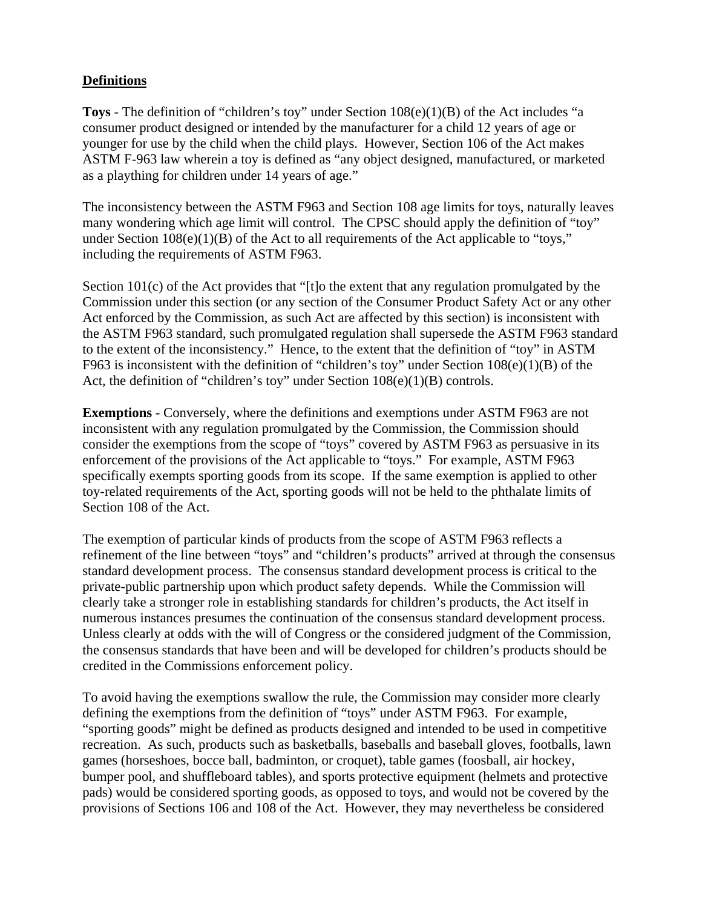**Definitions**

**Toys** - The definition of "children's toy" under Section 108(e)(1)(B) of the Act includes "a consumer product designed or intended by the manufacturer for a child 12 years of age or younger for use by the child when the child plays. However, Section 106 of the Act makes ASTM F-963 law wherein a toy is defined as "any object designed, manufactured, or marketed as a plaything for children under 14 years of age."

The inconsistency between the ASTM F963 and Section 108 age limits for toys, naturally leaves many wondering which age limit will control. The CPSC should apply the definition of "toy" under Section 108(e)(1)(B) of the Act to all requirements of the Act applicable to "toys," including the requirements of ASTM F963.

Section 101(c) of the Act provides that "[t]o the extent that any regulation promulgated by the Commission under this section (or any section of the Consumer Product Safety Act or any other Act enforced by the Commission, as such Act are affected by this section) is inconsistent with the ASTM F963 standard, such promulgated regulation shall supersede the ASTM F963 standard to the extent of the inconsistency." Hence, to the extent that the definition of "toy" in ASTM F963 is inconsistent with the definition of "children's toy" under Section 108(e)(1)(B) of the Act, the definition of "children's toy" under Section 108(e)(1)(B) controls.

**Exemptions** - Conversely, where the definitions and exemptions under ASTM F963 are not inconsistent with any regulation promulgated by the Commission, the Commission should consider the exemptions from the scope of "toys" covered by ASTM F963 as persuasive in its enforcement of the provisions of the Act applicable to "toys." For example, ASTM F963 specifically exempts sporting goods from its scope. If the same exemption is applied to other toy-related requirements of the Act, sporting goods will not be held to the phthalate limits of Section 108 of the Act.

The exemption of particular kinds of products from the scope of ASTM F963 reflects a refinement of the line between "toys" and "children's products" arrived at through the consensus standard development process. The consensus standard development process is critical to the private-public partnership upon which product safety depends. While the Commission will clearly take a stronger role in establishing standards for children's products, the Act itself in numerous instances presumes the continuation of the consensus standard development process. Unless clearly at odds with the will of Congress or the considered judgment of the Commission, the consensus standards that have been and will be developed for children's products should be credited in the Commissions enforcement policy.

To avoid having the exemptions swallow the rule, the Commission may consider more clearly defining the exemptions from the definition of "toys" under ASTM F963. For example, "sporting goods" might be defined as products designed and intended to be used in competitive recreation. As such, products such as basketballs, baseballs and baseball gloves, footballs, lawn games (horseshoes, bocce ball, badminton, or croquet), table games (foosball, air hockey, bumper pool, and shuffleboard tables), and sports protective equipment (helmets and protective pads) would be considered sporting goods, as opposed to toys, and would not be covered by the provisions of Sections 106 and 108 of the Act. However, they may nevertheless be considered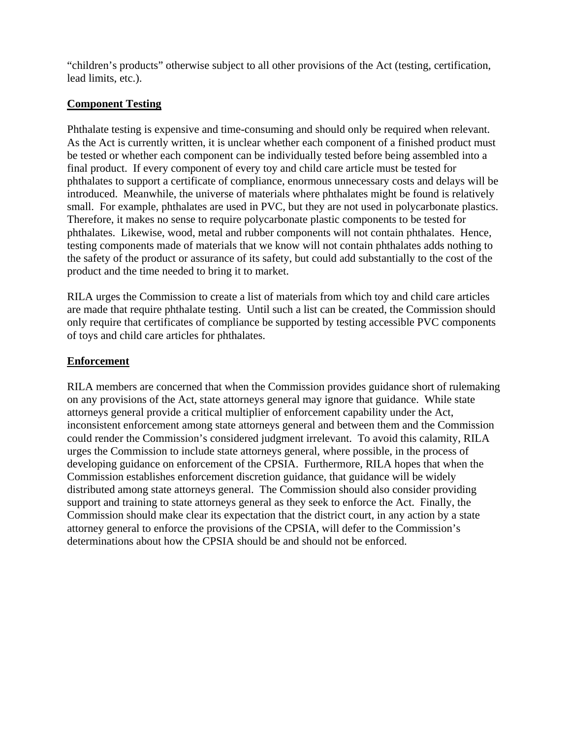"children's products" otherwise subject to all other provisions of the Act (testing, certification, lead limits, etc.).

## Component Testing

Phthalate testing is expensive and time-consuming and should only be required when relevant. As the Act is currently written, it is unclear whether each component of a finished product must be tested or whether each component can be individually tested before being assembled into a final product. If every component of every toy and child care article must be tested for phthalates to support a certificate of compliance, enormous unnecessary costs and delays will be introduced. Meanwhile, the universe of materials where phthalates might be found is relatively small. For example, phthalates are used in PVC, but they are not used in polycarbonate plastics. Therefore, it makes no sense to require polycarbonate plastic components to be tested for phthalates. Likewise, wood, metal and rubber components will not contain phthalates. Hence, testing components made of materials that we know will not contain phthalates adds nothing to the safety of the product or assurance of its safety, but could add substantially to the cost of the product and the time needed to bring it to market.

RILA urges the Commission to create a list of materials from which toy and child care articles are made that require phthalate testing. Until such a list can be created, the Commission should only require that certificates of compliance be supported by testing accessible PVC components of toys and child care articles for phthalates.

## Enforcement

RILA members are concerned that when the Commission provides guidance short of rulemaking on any provisions of the Act, state attorneys general may ignore that guidance. While state attorneys general provide a critical multiplier of enforcement capability under the Act, inconsistent enforcement among state attorneys general and between them and the Commission could render the Commission's considered judgment irrelevant. To avoid this calamity, RILA urges the Commission to include state attorneys general, where possible, in the process of developing guidance on enforcement of the CPSIA. Furthermore, RILA hopes that when the Commission establishes enforcement discretion guidance, that guidance will be widely distributed among state attorneys general. The Commission should also consider providing support and training to state attorneys general as they seek to enforce the Act. Finally, the Commission should make clear its expectation that the district court, in any action by a state attorney general to enforce the provisions of the CPSIA, will defer to the Commission's determinations about how the CPSIA should be and should not be enforced.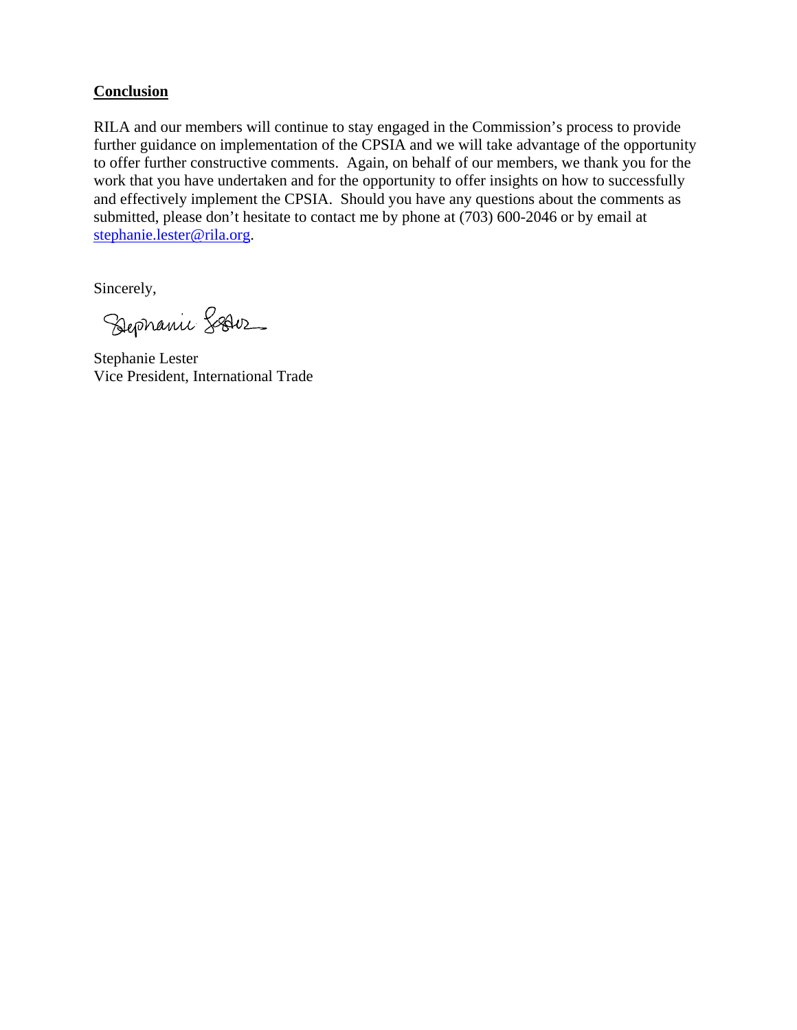**Conclusion**

RILA and our members will continue to stay engaged in the Commission's process to provide further guidance on implementation of the CPSIA and we will take advantage of the opportunity to offer further constructive comments. Again, on behalf of our members, we thank you for the work that you have undertaken and for the opportunity to offer insights on how to successfully and effectively implement the CPSIA. Should you have any questions about the comments as submitted, please don't hesitate to contact me by phone at (703) 600-2046 or by email at stephanie.lester@rila.org.

Sincerely,

Stephanie Lester
Vice President, International Trade